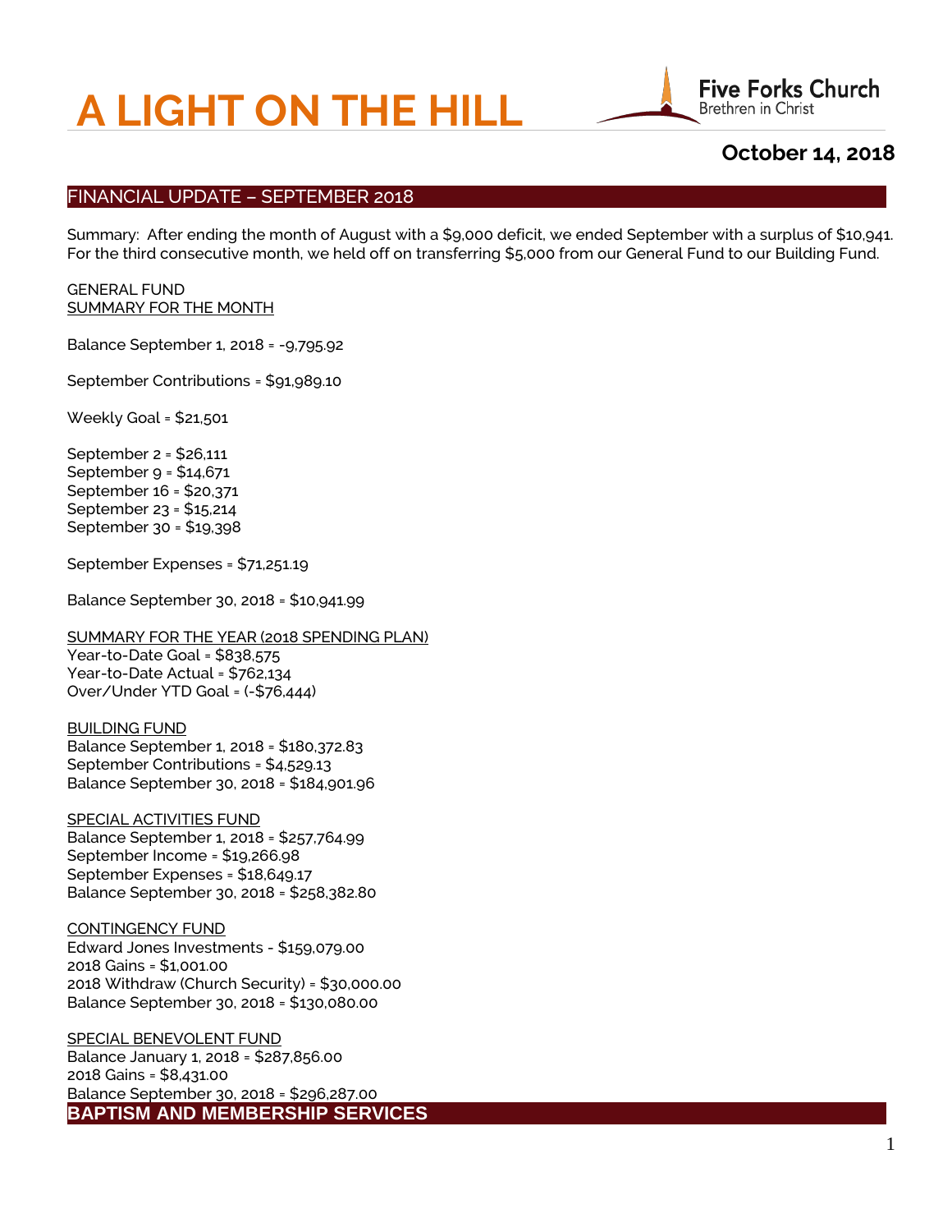# A LIGHT ON THE HILL

Five Forks Church
Brethren in Christ

**October 14, 2018**

## FINANCIAL UPDATE – SEPTEMBER 2018

Summary: After ending the month of August with a $9,000 deficit, we ended September with a surplus of $10,941. For the third consecutive month, we held off on transferring $5,000 from our General Fund to our Building Fund.

GENERAL FUND
SUMMARY FOR THE MONTH

Balance September 1, 2018 = -9,795.92

September Contributions = $91,989.10

Weekly Goal = $21,501

September 2 = $26,111
September 9 = $14,671
September 16 = $20,371
September 23 = $15,214
September 30 = $19,398

September Expenses = $71,251.19

Balance September 30, 2018 = $10,941.99

SUMMARY FOR THE YEAR (2018 SPENDING PLAN)
Year-to-Date Goal = $838,575
Year-to-Date Actual = $762,134
Over/Under YTD Goal = (-$76,444)

BUILDING FUND
Balance September 1, 2018 = $180,372.83
September Contributions = $4,529.13
Balance September 30, 2018 = $184,901.96

SPECIAL ACTIVITIES FUND
Balance September 1, 2018 = $257,764.99
September Income = $19,266.98
September Expenses = $18,649.17
Balance September 30, 2018 = $258,382.80

CONTINGENCY FUND
Edward Jones Investments - $159,079.00
2018 Gains = $1,001.00
2018 Withdraw (Church Security) = $30,000.00
Balance September 30, 2018 = $130,080.00

SPECIAL BENEVOLENT FUND
Balance January 1, 2018 = $287,856.00
2018 Gains = $8,431.00
Balance September 30, 2018 = $296,287.00

## BAPTISM AND MEMBERSHIP SERVICES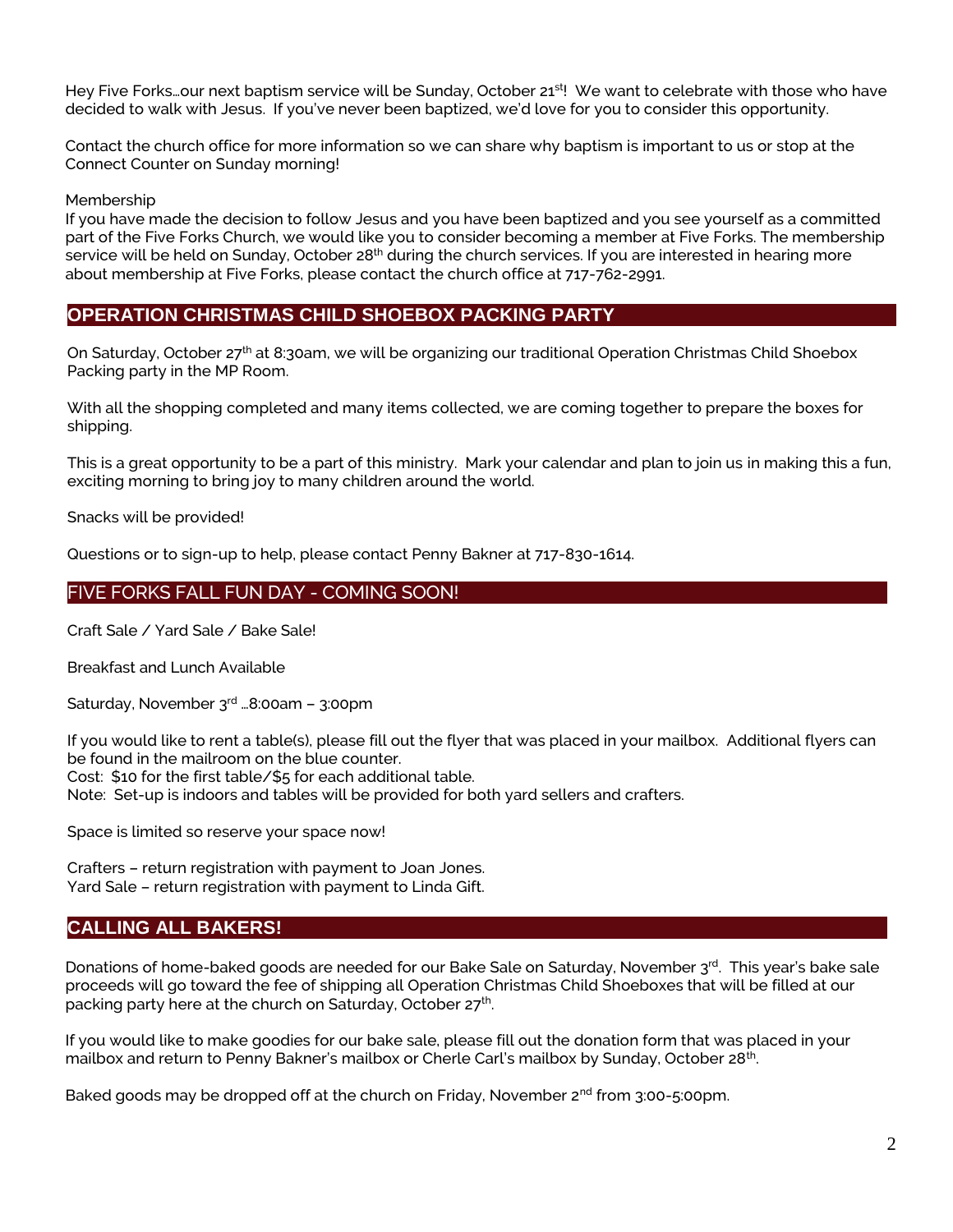Hey Five Forks…our next baptism service will be Sunday, October 21st! We want to celebrate with those who have decided to walk with Jesus. If you've never been baptized, we'd love for you to consider this opportunity.

Contact the church office for more information so we can share why baptism is important to us or stop at the Connect Counter on Sunday morning!

Membership

If you have made the decision to follow Jesus and you have been baptized and you see yourself as a committed part of the Five Forks Church, we would like you to consider becoming a member at Five Forks. The membership service will be held on Sunday, October 28th during the church services. If you are interested in hearing more about membership at Five Forks, please contact the church office at 717-762-2991.

## OPERATION CHRISTMAS CHILD SHOEBOX PACKING PARTY

On Saturday, October 27th at 8:30am, we will be organizing our traditional Operation Christmas Child Shoebox Packing party in the MP Room.

With all the shopping completed and many items collected, we are coming together to prepare the boxes for shipping.

This is a great opportunity to be a part of this ministry. Mark your calendar and plan to join us in making this a fun, exciting morning to bring joy to many children around the world.

Snacks will be provided!

Questions or to sign-up to help, please contact Penny Bakner at 717-830-1614.

## FIVE FORKS FALL FUN DAY - COMING SOON!

Craft Sale / Yard Sale / Bake Sale!

Breakfast and Lunch Available

Saturday, November 3rd …8:00am – 3:00pm

If you would like to rent a table(s), please fill out the flyer that was placed in your mailbox. Additional flyers can be found in the mailroom on the blue counter.
Cost: $10 for the first table/$5 for each additional table.
Note: Set-up is indoors and tables will be provided for both yard sellers and crafters.

Space is limited so reserve your space now!

Crafters – return registration with payment to Joan Jones.
Yard Sale – return registration with payment to Linda Gift.

## CALLING ALL BAKERS!

Donations of home-baked goods are needed for our Bake Sale on Saturday, November 3rd. This year's bake sale proceeds will go toward the fee of shipping all Operation Christmas Child Shoeboxes that will be filled at our packing party here at the church on Saturday, October 27th.

If you would like to make goodies for our bake sale, please fill out the donation form that was placed in your mailbox and return to Penny Bakner's mailbox or Cherle Carl's mailbox by Sunday, October 28th.

Baked goods may be dropped off at the church on Friday, November 2nd from 3:00-5:00pm.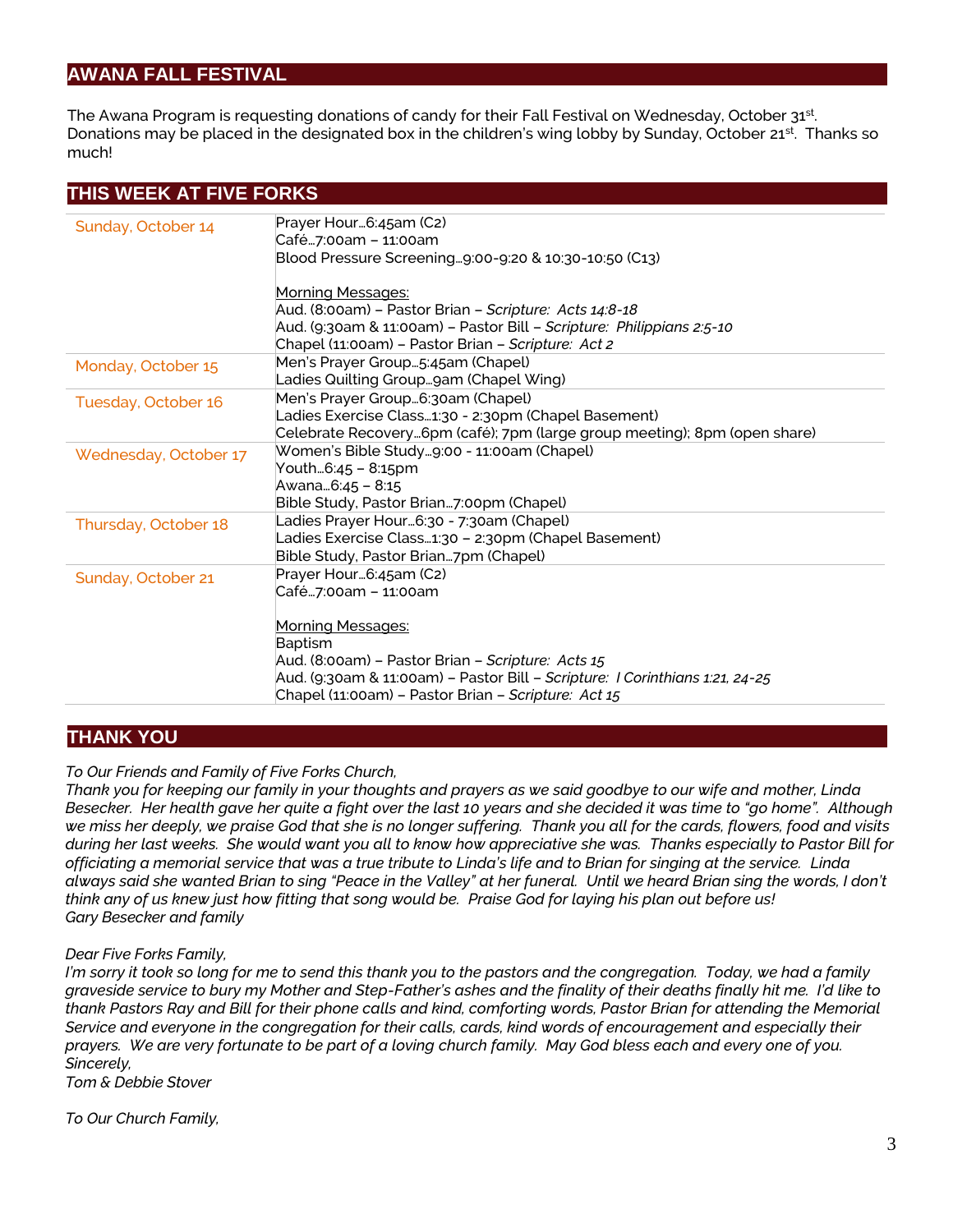## AWANA FALL FESTIVAL

The Awana Program is requesting donations of candy for their Fall Festival on Wednesday, October 31st. Donations may be placed in the designated box in the children's wing lobby by Sunday, October 21st. Thanks so much!

## THIS WEEK AT FIVE FORKS

| | |
|---|---|
| Sunday, October 14 | Prayer Hour…6:45am (C2)<br>Café…7:00am – 11:00am<br>Blood Pressure Screening…9:00-9:20 & 10:30-10:50 (C13)<br><br><u>Morning Messages:</u><br>Aud. (8:00am) – Pastor Brian – *Scripture: Acts 14:8-18*<br>Aud. (9:30am & 11:00am) – Pastor Bill – *Scripture: Philippians 2:5-10*<br>Chapel (11:00am) – Pastor Brian – *Scripture: Act 2* |
| Monday, October 15 | Men's Prayer Group…5:45am (Chapel)<br>Ladies Quilting Group…9am (Chapel Wing) |
| Tuesday, October 16 | Men's Prayer Group…6:30am (Chapel)<br>Ladies Exercise Class…1:30 - 2:30pm (Chapel Basement)<br>Celebrate Recovery…6pm (café); 7pm (large group meeting); 8pm (open share) |
| Wednesday, October 17 | Women's Bible Study…9:00 - 11:00am (Chapel)<br>Youth…6:45 – 8:15pm<br>Awana…6:45 – 8:15<br>Bible Study, Pastor Brian…7:00pm (Chapel) |
| Thursday, October 18 | Ladies Prayer Hour…6:30 - 7:30am (Chapel)<br>Ladies Exercise Class…1:30 – 2:30pm (Chapel Basement)<br>Bible Study, Pastor Brian…7pm (Chapel) |
| Sunday, October 21 | Prayer Hour…6:45am (C2)<br>Café…7:00am – 11:00am<br><br><u>Morning Messages:</u><br>Baptism<br>Aud. (8:00am) – Pastor Brian – *Scripture: Acts 15*<br>Aud. (9:30am & 11:00am) – Pastor Bill – *Scripture: I Corinthians 1:21, 24-25*<br>Chapel (11:00am) – Pastor Brian – *Scripture: Act 15* |

## THANK YOU

*To Our Friends and Family of Five Forks Church,*
*Thank you for keeping our family in your thoughts and prayers as we said goodbye to our wife and mother, Linda Besecker. Her health gave her quite a fight over the last 10 years and she decided it was time to "go home". Although we miss her deeply, we praise God that she is no longer suffering. Thank you all for the cards, flowers, food and visits during her last weeks. She would want you all to know how appreciative she was. Thanks especially to Pastor Bill for officiating a memorial service that was a true tribute to Linda's life and to Brian for singing at the service. Linda always said she wanted Brian to sing "Peace in the Valley" at her funeral. Until we heard Brian sing the words, I don't think any of us knew just how fitting that song would be. Praise God for laying his plan out before us!*
*Gary Besecker and family*

*Dear Five Forks Family,*
*I'm sorry it took so long for me to send this thank you to the pastors and the congregation. Today, we had a family graveside service to bury my Mother and Step-Father's ashes and the finality of their deaths finally hit me. I'd like to thank Pastors Ray and Bill for their phone calls and kind, comforting words, Pastor Brian for attending the Memorial Service and everyone in the congregation for their calls, cards, kind words of encouragement and especially their prayers. We are very fortunate to be part of a loving church family. May God bless each and every one of you.*
*Sincerely,*
*Tom & Debbie Stover*

*To Our Church Family,*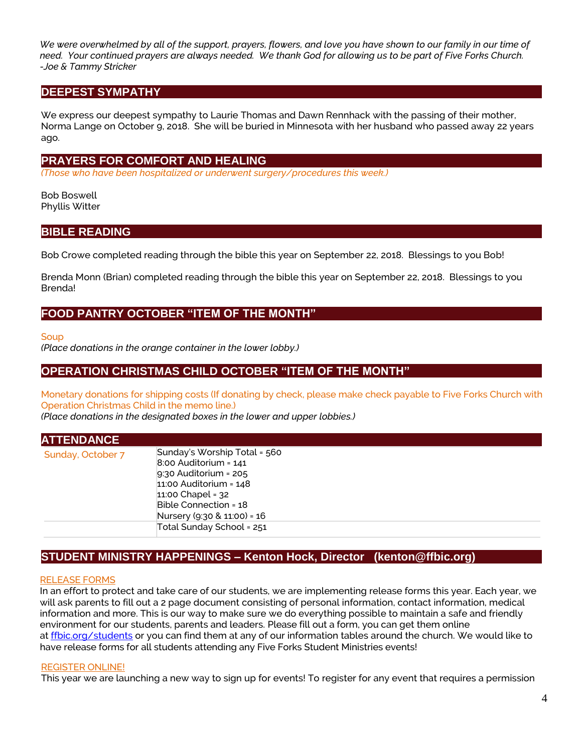*We were overwhelmed by all of the support, prayers, flowers, and love you have shown to our family in our time of need. Your continued prayers are always needed. We thank God for allowing us to be part of Five Forks Church. -Joe & Tammy Stricker*

## DEEPEST SYMPATHY

We express our deepest sympathy to Laurie Thomas and Dawn Rennhack with the passing of their mother, Norma Lange on October 9, 2018. She will be buried in Minnesota with her husband who passed away 22 years ago.

## PRAYERS FOR COMFORT AND HEALING

*(Those who have been hospitalized or underwent surgery/procedures this week.)*

Bob Boswell
Phyllis Witter

## BIBLE READING

Bob Crowe completed reading through the bible this year on September 22, 2018. Blessings to you Bob!

Brenda Monn (Brian) completed reading through the bible this year on September 22, 2018. Blessings to you Brenda!

## FOOD PANTRY OCTOBER "ITEM OF THE MONTH"

Soup
*(Place donations in the orange container in the lower lobby.)*

## OPERATION CHRISTMAS CHILD OCTOBER "ITEM OF THE MONTH"

Monetary donations for shipping costs (If donating by check, please make check payable to Five Forks Church with Operation Christmas Child in the memo line.)
*(Place donations in the designated boxes in the lower and upper lobbies.)*

## ATTENDANCE

| Sunday, October 7 | Sunday's Worship Total = 560<br>8:00 Auditorium = 141<br>9:30 Auditorium = 205<br>11:00 Auditorium = 148<br>11:00 Chapel = 32<br>Bible Connection = 18<br>Nursery (9:30 & 11:00) = 16 |
|---|---|
| | Total Sunday School = 251 |

## STUDENT MINISTRY HAPPENINGS – Kenton Hock, Director (kenton@ffbic.org)

RELEASE FORMS

In an effort to protect and take care of our students, we are implementing release forms this year. Each year, we will ask parents to fill out a 2 page document consisting of personal information, contact information, medical information and more. This is our way to make sure we do everything possible to maintain a safe and friendly environment for our students, parents and leaders. Please fill out a form, you can get them online at ffbic.org/students or you can find them at any of our information tables around the church. We would like to have release forms for all students attending any Five Forks Student Ministries events!

REGISTER ONLINE!

This year we are launching a new way to sign up for events! To register for any event that requires a permission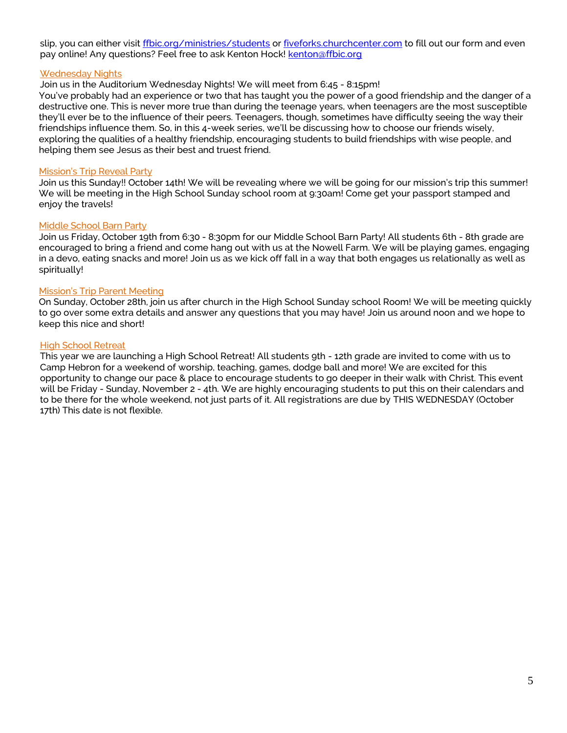slip, you can either visit [ffbic.org/ministries/students](ffbic.org/ministries/students) or [fiveforks.churchcenter.com](fiveforks.churchcenter.com) to fill out our form and even pay online! Any questions? Feel free to ask Kenton Hock! [kenton@ffbic.org](mailto:kenton@ffbic.org)

### Wednesday Nights

Join us in the Auditorium Wednesday Nights! We will meet from 6:45 - 8:15pm!
You've probably had an experience or two that has taught you the power of a good friendship and the danger of a destructive one. This is never more true than during the teenage years, when teenagers are the most susceptible they'll ever be to the influence of their peers. Teenagers, though, sometimes have difficulty seeing the way their friendships influence them. So, in this 4-week series, we'll be discussing how to choose our friends wisely, exploring the qualities of a healthy friendship, encouraging students to build friendships with wise people, and helping them see Jesus as their best and truest friend.

### Mission's Trip Reveal Party

Join us this Sunday!! October 14th! We will be revealing where we will be going for our mission's trip this summer! We will be meeting in the High School Sunday school room at 9:30am! Come get your passport stamped and enjoy the travels!

### Middle School Barn Party

Join us Friday, October 19th from 6:30 - 8:30pm for our Middle School Barn Party! All students 6th - 8th grade are encouraged to bring a friend and come hang out with us at the Nowell Farm. We will be playing games, engaging in a devo, eating snacks and more! Join us as we kick off fall in a way that both engages us relationally as well as spiritually!

### Mission's Trip Parent Meeting

On Sunday, October 28th, join us after church in the High School Sunday school Room! We will be meeting quickly to go over some extra details and answer any questions that you may have! Join us around noon and we hope to keep this nice and short!

### High School Retreat

This year we are launching a High School Retreat! All students 9th - 12th grade are invited to come with us to Camp Hebron for a weekend of worship, teaching, games, dodge ball and more! We are excited for this opportunity to change our pace & place to encourage students to go deeper in their walk with Christ. This event will be Friday - Sunday, November 2 - 4th. We are highly encouraging students to put this on their calendars and to be there for the whole weekend, not just parts of it. All registrations are due by THIS WEDNESDAY (October 17th) This date is not flexible.